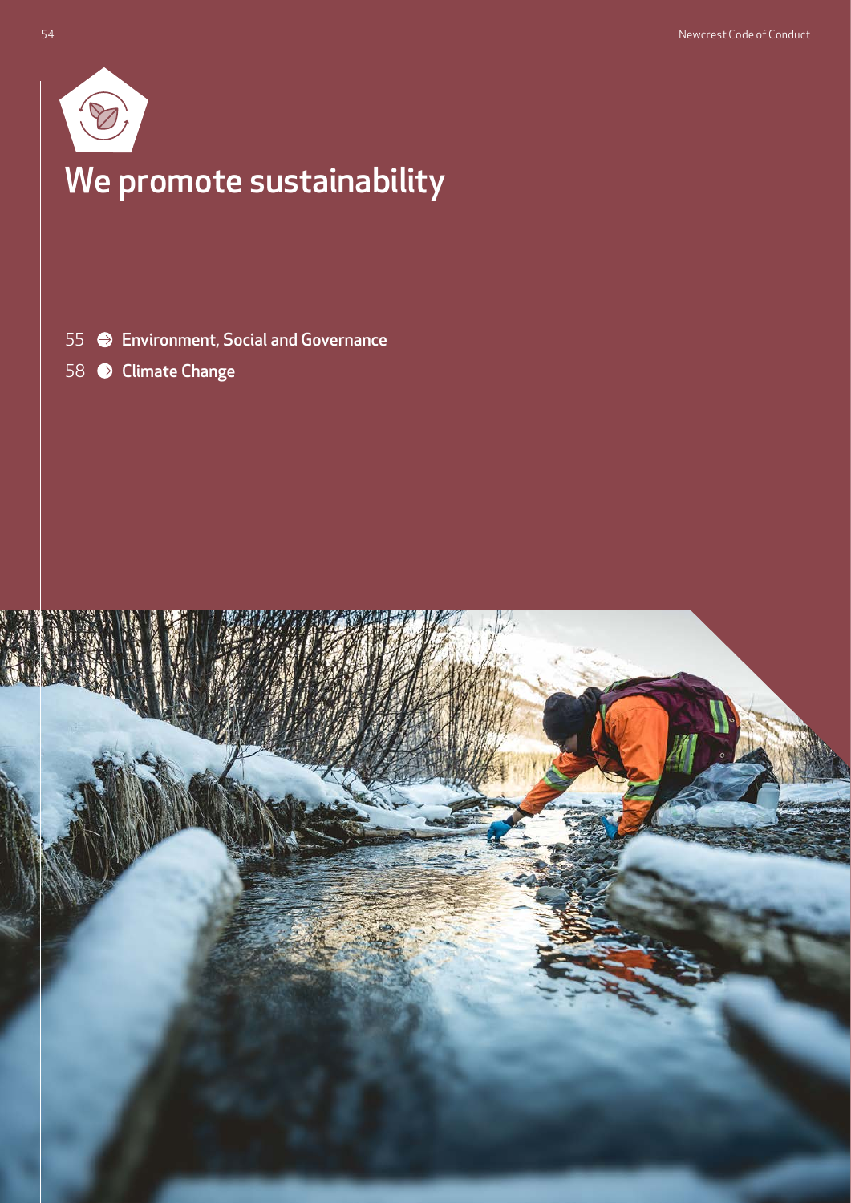# We promote sustainability

55 Environment, Social and Governance

58 Climate Change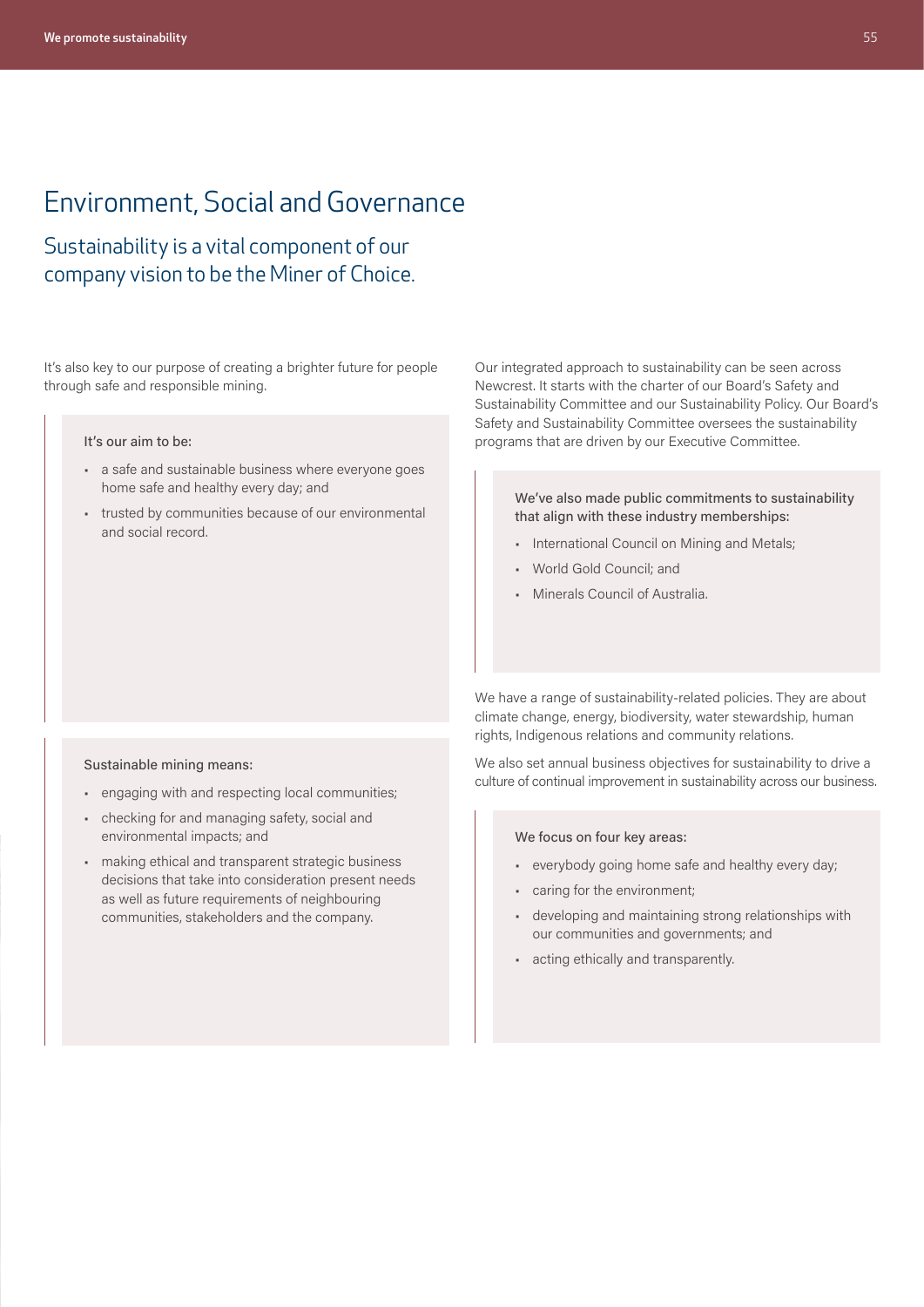# Environment, Social and Governance

## Sustainability is a vital component of our company vision to be the Miner of Choice.

It's also key to our purpose of creating a brighter future for people through safe and responsible mining.

It's our aim to be:

- a safe and sustainable business where everyone goes home safe and healthy every day; and
- trusted by communities because of our environmental and social record.

Sustainable mining means:

- engaging with and respecting local communities;
- checking for and managing safety, social and environmental impacts; and
- making ethical and transparent strategic business decisions that take into consideration present needs as well as future requirements of neighbouring communities, stakeholders and the company.

Our integrated approach to sustainability can be seen across Newcrest. It starts with the charter of our Board's Safety and Sustainability Committee and our Sustainability Policy. Our Board's Safety and Sustainability Committee oversees the sustainability programs that are driven by our Executive Committee.

We've also made public commitments to sustainability that align with these industry memberships:

- International Council on Mining and Metals;
- World Gold Council; and
- Minerals Council of Australia.

We have a range of sustainability-related policies. They are about climate change, energy, biodiversity, water stewardship, human rights, Indigenous relations and community relations.

We also set annual business objectives for sustainability to drive a culture of continual improvement in sustainability across our business.

We focus on four key areas:

- everybody going home safe and healthy every day;
- caring for the environment;
- developing and maintaining strong relationships with our communities and governments; and
- acting ethically and transparently.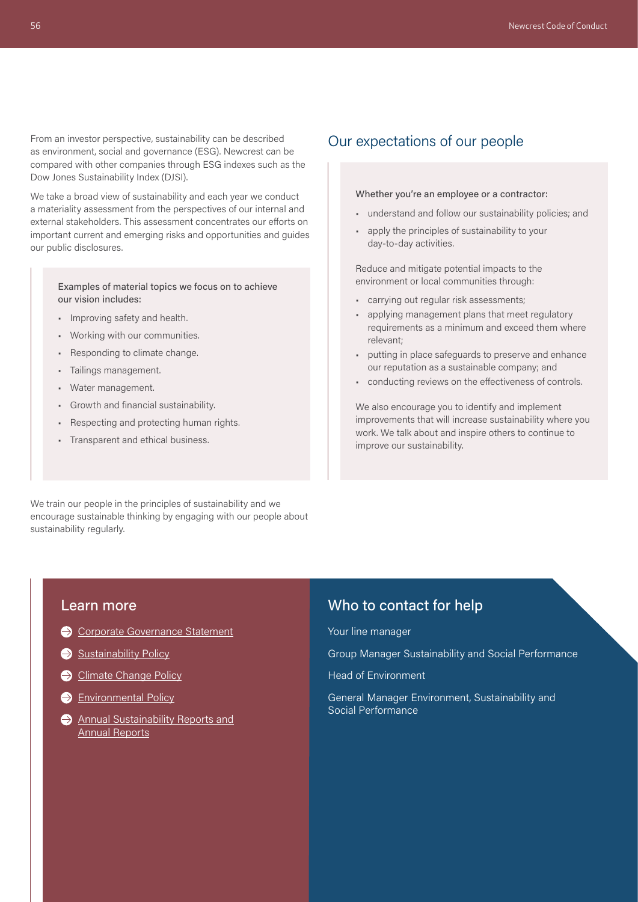From an investor perspective, sustainability can be described as environment, social and governance (ESG). Newcrest can be compared with other companies through ESG indexes such as the Dow Jones Sustainability Index (DJSI).

We take a broad view of sustainability and each year we conduct a materiality assessment from the perspectives of our internal and external stakeholders. This assessment concentrates our efforts on important current and emerging risks and opportunities and guides our public disclosures.

Examples of material topics we focus on to achieve our vision includes:

- Improving safety and health.
- Working with our communities.
- Responding to climate change.
- Tailings management.
- Water management.
- Growth and financial sustainability.
- Respecting and protecting human rights.
- Transparent and ethical business.

We train our people in the principles of sustainability and we encourage sustainable thinking by engaging with our people about sustainability regularly.

## Our expectations of our people

Whether you're an employee or a contractor:

- understand and follow our sustainability policies; and
- apply the principles of sustainability to your day-to-day activities.

Reduce and mitigate potential impacts to the environment or local communities through:

- carrying out regular risk assessments;
- applying management plans that meet regulatory requirements as a minimum and exceed them where relevant;
- putting in place safeguards to preserve and enhance our reputation as a sustainable company; and
- conducting reviews on the effectiveness of controls.

We also encourage you to identify and implement improvements that will increase sustainability where you work. We talk about and inspire others to continue to improve our sustainability.

## Learn more

- Corporate Governance Statement
- Sustainability Policy
- Climate Change Policy
- Environmental Policy
- Annual Sustainability Reports and Annual Reports

## Who to contact for help

Your line manager

Group Manager Sustainability and Social Performance

Head of Environment

General Manager Environment, Sustainability and Social Performance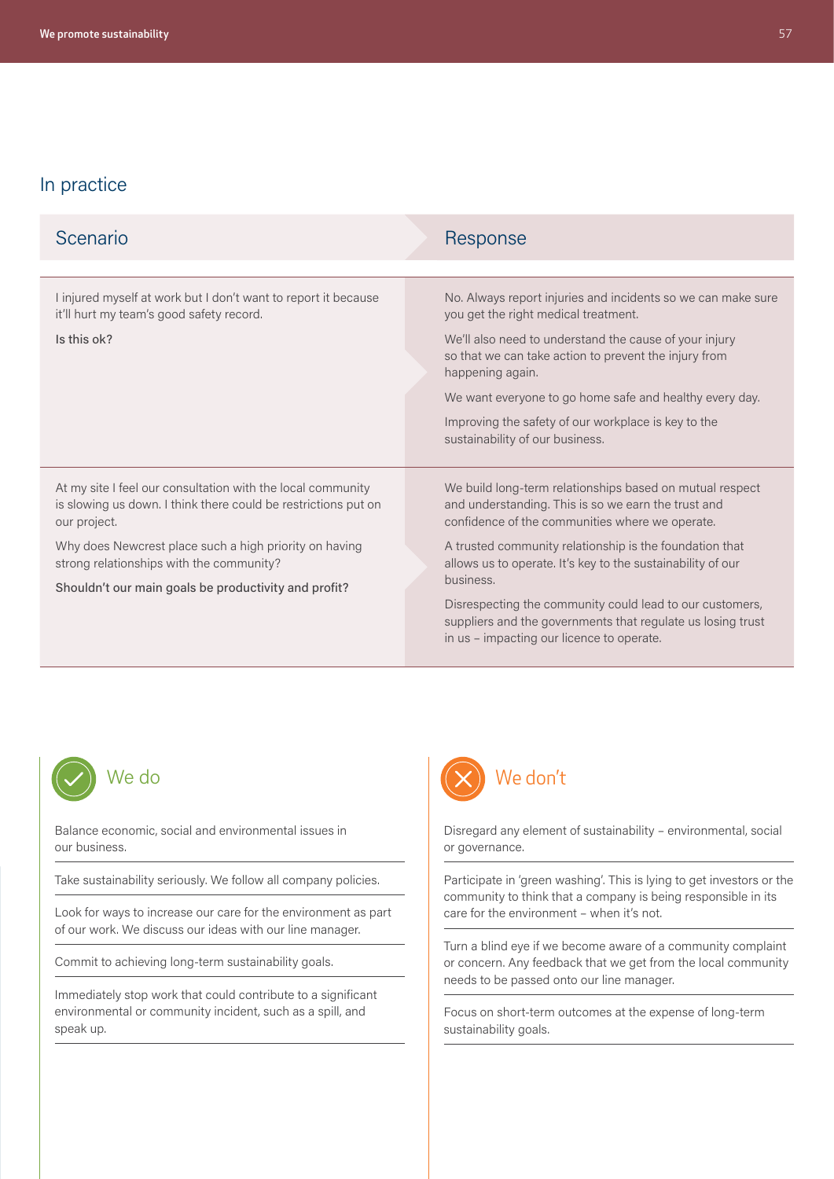## In practice

| Scenario | Response |
| --- | --- |
| I injured myself at work but I don't want to report it because it'll hurt my team's good safety record.<br><br>Is this ok? | No. Always report injuries and incidents so we can make sure you get the right medical treatment.<br><br>We'll also need to understand the cause of your injury so that we can take action to prevent the injury from happening again.<br><br>We want everyone to go home safe and healthy every day.<br><br>Improving the safety of our workplace is key to the sustainability of our business. |
| At my site I feel our consultation with the local community is slowing us down. I think there could be restrictions put on our project.<br><br>Why does Newcrest place such a high priority on having strong relationships with the community?<br><br>Shouldn't our main goals be productivity and profit? | We build long-term relationships based on mutual respect and understanding. This is so we earn the trust and confidence of the communities where we operate.<br><br>A trusted community relationship is the foundation that allows us to operate. It's key to the sustainability of our business.<br><br>Disrespecting the community could lead to our customers, suppliers and the governments that regulate us losing trust in us – impacting our licence to operate. |

### We do

- Balance economic, social and environmental issues in our business.
- Take sustainability seriously. We follow all company policies.
- Look for ways to increase our care for the environment as part of our work. We discuss our ideas with our line manager.
- Commit to achieving long-term sustainability goals.
- Immediately stop work that could contribute to a significant environmental or community incident, such as a spill, and speak up.

### We don't

- Disregard any element of sustainability – environmental, social or governance.
- Participate in 'green washing'. This is lying to get investors or the community to think that a company is being responsible in its care for the environment – when it's not.
- Turn a blind eye if we become aware of a community complaint or concern. Any feedback that we get from the local community needs to be passed onto our line manager.
- Focus on short-term outcomes at the expense of long-term sustainability goals.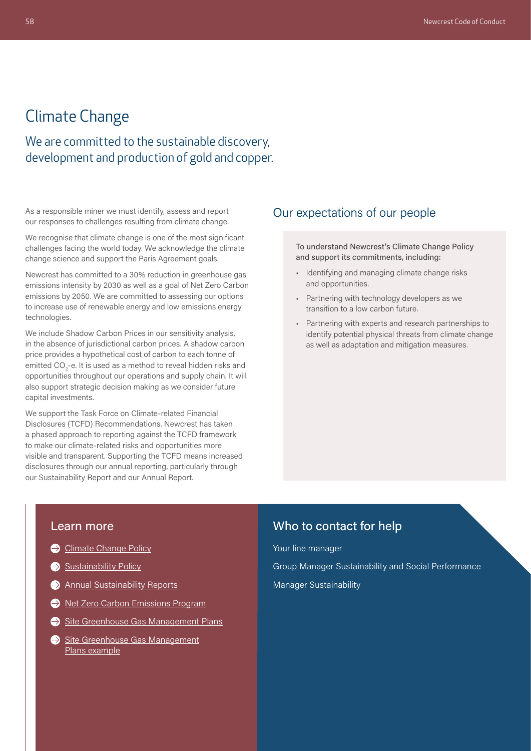# Climate Change

## We are committed to the sustainable discovery, development and production of gold and copper.

As a responsible miner we must identify, assess and report our responses to challenges resulting from climate change.

We recognise that climate change is one of the most significant challenges facing the world today. We acknowledge the climate change science and support the Paris Agreement goals.

Newcrest has committed to a 30% reduction in greenhouse gas emissions intensity by 2030 as well as a goal of Net Zero Carbon emissions by 2050. We are committed to assessing our options to increase use of renewable energy and low emissions energy technologies.

We include Shadow Carbon Prices in our sensitivity analysis, in the absence of jurisdictional carbon prices. A shadow carbon price provides a hypothetical cost of carbon to each tonne of emitted $CO_2$-e. It is used as a method to reveal hidden risks and opportunities throughout our operations and supply chain. It will also support strategic decision making as we consider future capital investments.

We support the Task Force on Climate-related Financial Disclosures (TCFD) Recommendations. Newcrest has taken a phased approach to reporting against the TCFD framework to make our climate-related risks and opportunities more visible and transparent. Supporting the TCFD means increased disclosures through our annual reporting, particularly through our Sustainability Report and our Annual Report.

### Our expectations of our people

To understand Newcrest's Climate Change Policy and support its commitments, including:

- Identifying and managing climate change risks and opportunities.
- Partnering with technology developers as we transition to a low carbon future.
- Partnering with experts and research partnerships to identify potential physical threats from climate change as well as adaptation and mitigation measures.

### Learn more

- Climate Change Policy
- Sustainability Policy
- Annual Sustainability Reports
- Net Zero Carbon Emissions Program
- Site Greenhouse Gas Management Plans
- Site Greenhouse Gas Management Plans example

### Who to contact for help

Your line manager

Group Manager Sustainability and Social Performance

Manager Sustainability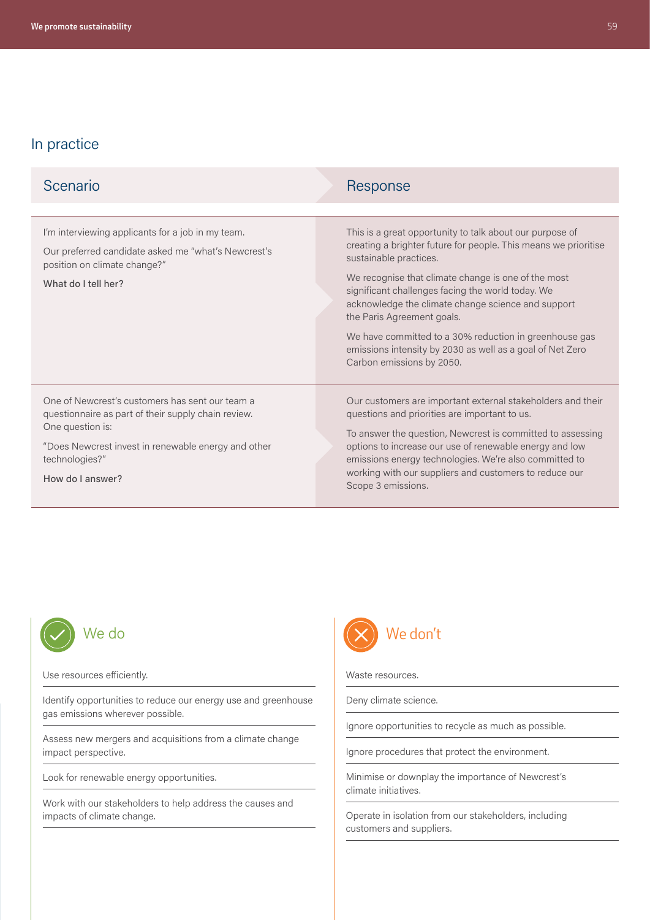## In practice

| Scenario | Response |
|---|---|
| I'm interviewing applicants for a job in my team.<br><br>Our preferred candidate asked me "what's Newcrest's position on climate change?"<br><br>What do I tell her? | This is a great opportunity to talk about our purpose of creating a brighter future for people. This means we prioritise sustainable practices.<br><br>We recognise that climate change is one of the most significant challenges facing the world today. We acknowledge the climate change science and support the Paris Agreement goals.<br><br>We have committed to a 30% reduction in greenhouse gas emissions intensity by 2030 as well as a goal of Net Zero Carbon emissions by 2050. |
| One of Newcrest's customers has sent our team a questionnaire as part of their supply chain review. One question is:<br><br>"Does Newcrest invest in renewable energy and other technologies?"<br><br>How do I answer? | Our customers are important external stakeholders and their questions and priorities are important to us.<br><br>To answer the question, Newcrest is committed to assessing options to increase our use of renewable energy and low emissions energy technologies. We're also committed to working with our suppliers and customers to reduce our Scope 3 emissions. |

### We do

- Use resources efficiently.
- Identify opportunities to reduce our energy use and greenhouse gas emissions wherever possible.
- Assess new mergers and acquisitions from a climate change impact perspective.
- Look for renewable energy opportunities.
- Work with our stakeholders to help address the causes and impacts of climate change.

### We don't

- Waste resources.
- Deny climate science.
- Ignore opportunities to recycle as much as possible.
- Ignore procedures that protect the environment.
- Minimise or downplay the importance of Newcrest's climate initiatives.
- Operate in isolation from our stakeholders, including customers and suppliers.